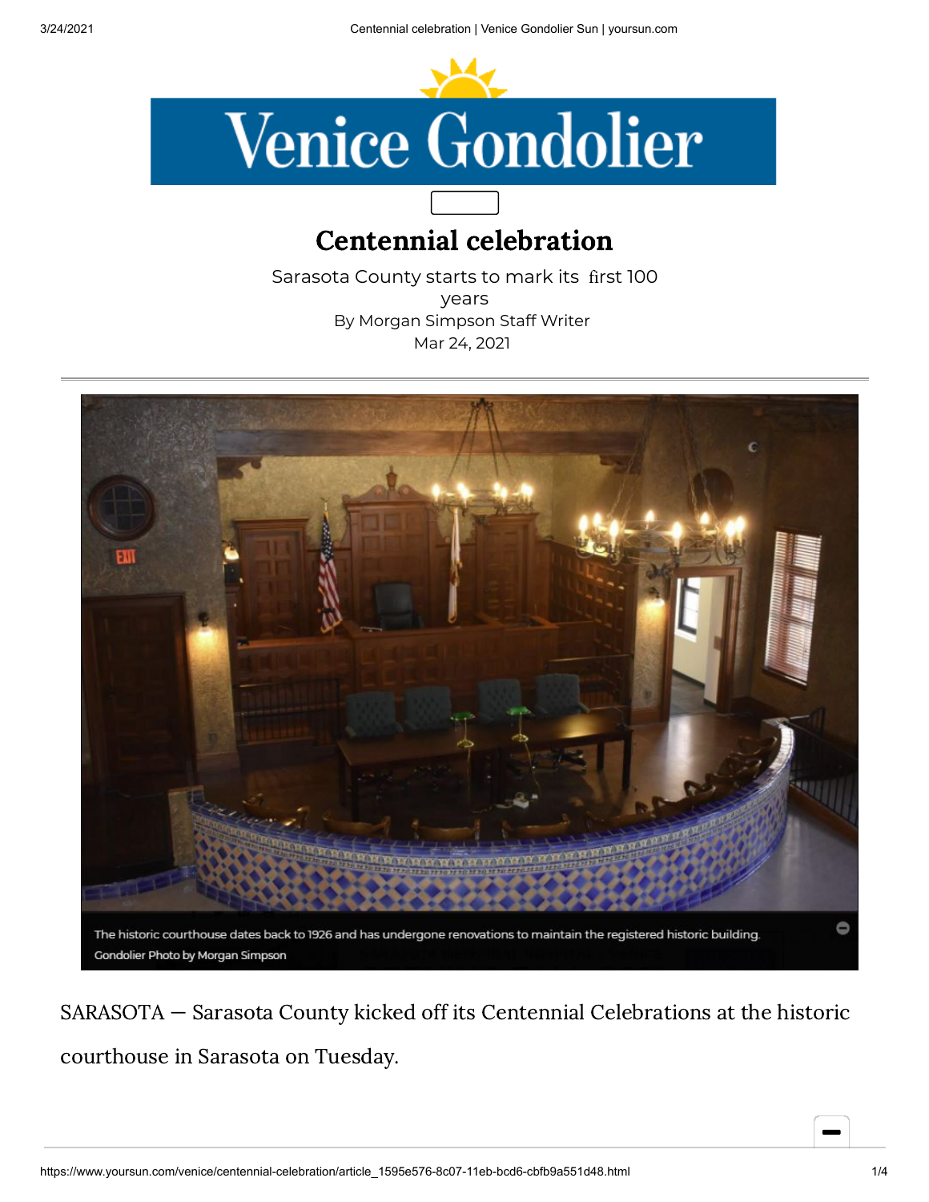# Centennial celebration

Sarasota County starts to mark its first 100 years

By Morgan Simpson Staff Writer

Mar 24, 2021

The historic courthouse dates back to 1926 and has undergone renovations to maintain the registered historic building.

Gondolier Photo by Morgan Simpson

SARASOTA — Sarasota County kicked off its Centennial Celebrations at the historic courthouse in Sarasota on Tuesday.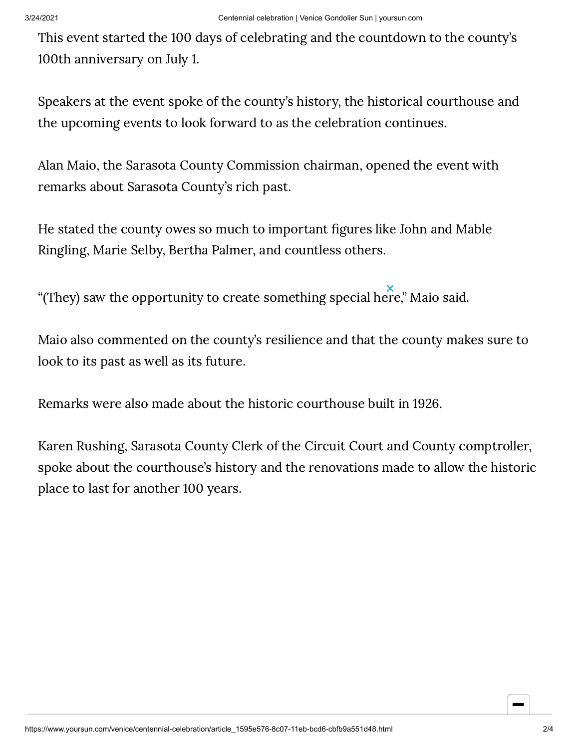This event started the 100 days of celebrating and the countdown to the county's 100th anniversary on July 1.

Speakers at the event spoke of the county's history, the historical courthouse and the upcoming events to look forward to as the celebration continues.

Alan Maio, the Sarasota County Commission chairman, opened the event with remarks about Sarasota County's rich past.

He stated the county owes so much to important figures like John and Mable Ringling, Marie Selby, Bertha Palmer, and countless others.

"(They) saw the opportunity to create something special here," Maio said.

Maio also commented on the county's resilience and that the county makes sure to look to its past as well as its future.

Remarks were also made about the historic courthouse built in 1926.

Karen Rushing, Sarasota County Clerk of the Circuit Court and County comptroller, spoke about the courthouse's history and the renovations made to allow the historic place to last for another 100 years.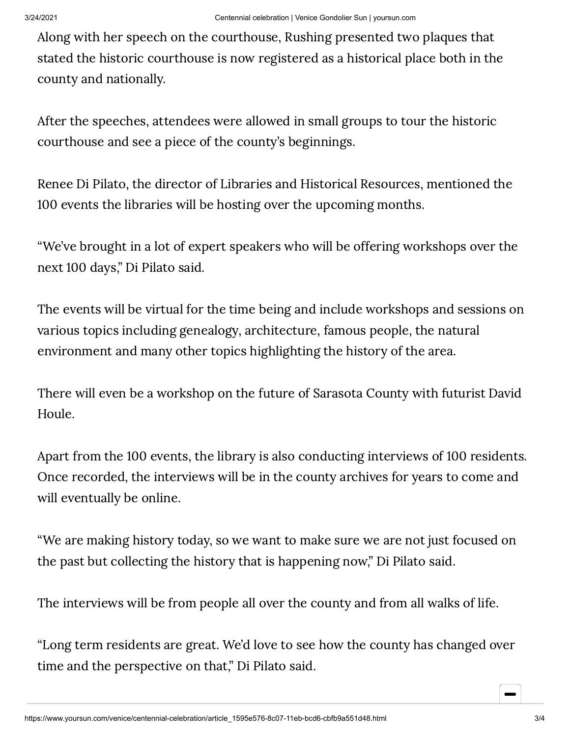Along with her speech on the courthouse, Rushing presented two plaques that stated the historic courthouse is now registered as a historical place both in the county and nationally.

After the speeches, attendees were allowed in small groups to tour the historic courthouse and see a piece of the county's beginnings.

Renee Di Pilato, the director of Libraries and Historical Resources, mentioned the 100 events the libraries will be hosting over the upcoming months.

"We've brought in a lot of expert speakers who will be offering workshops over the next 100 days," Di Pilato said.

The events will be virtual for the time being and include workshops and sessions on various topics including genealogy, architecture, famous people, the natural environment and many other topics highlighting the history of the area.

There will even be a workshop on the future of Sarasota County with futurist David Houle.

Apart from the 100 events, the library is also conducting interviews of 100 residents. Once recorded, the interviews will be in the county archives for years to come and will eventually be online.

"We are making history today, so we want to make sure we are not just focused on the past but collecting the history that is happening now," Di Pilato said.

The interviews will be from people all over the county and from all walks of life.

"Long term residents are great. We'd love to see how the county has changed over time and the perspective on that," Di Pilato said.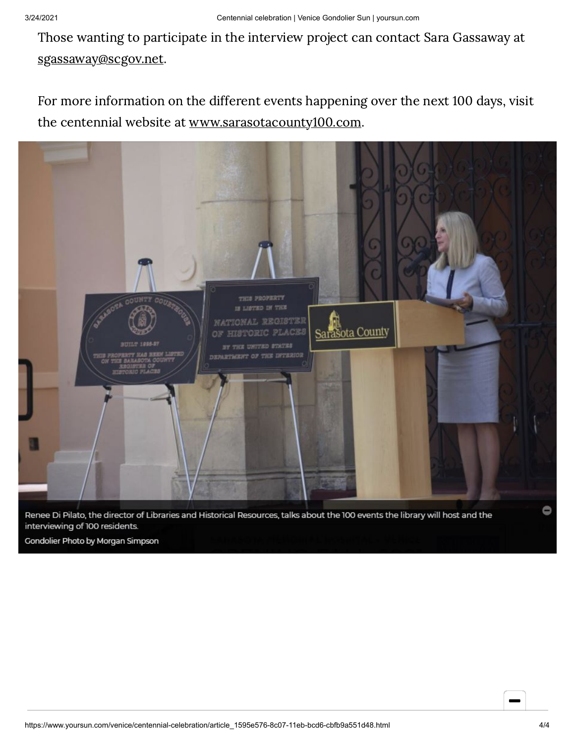Those wanting to participate in the interview project can contact Sara Gassaway at sgassaway@scgov.net.

For more information on the different events happening over the next 100 days, visit the centennial website at www.sarasotacounty100.com.

Renee Di Pilato, the director of Libraries and Historical Resources, talks about the 100 events the library will host and the interviewing of 100 residents.

Gondolier Photo by Morgan Simpson